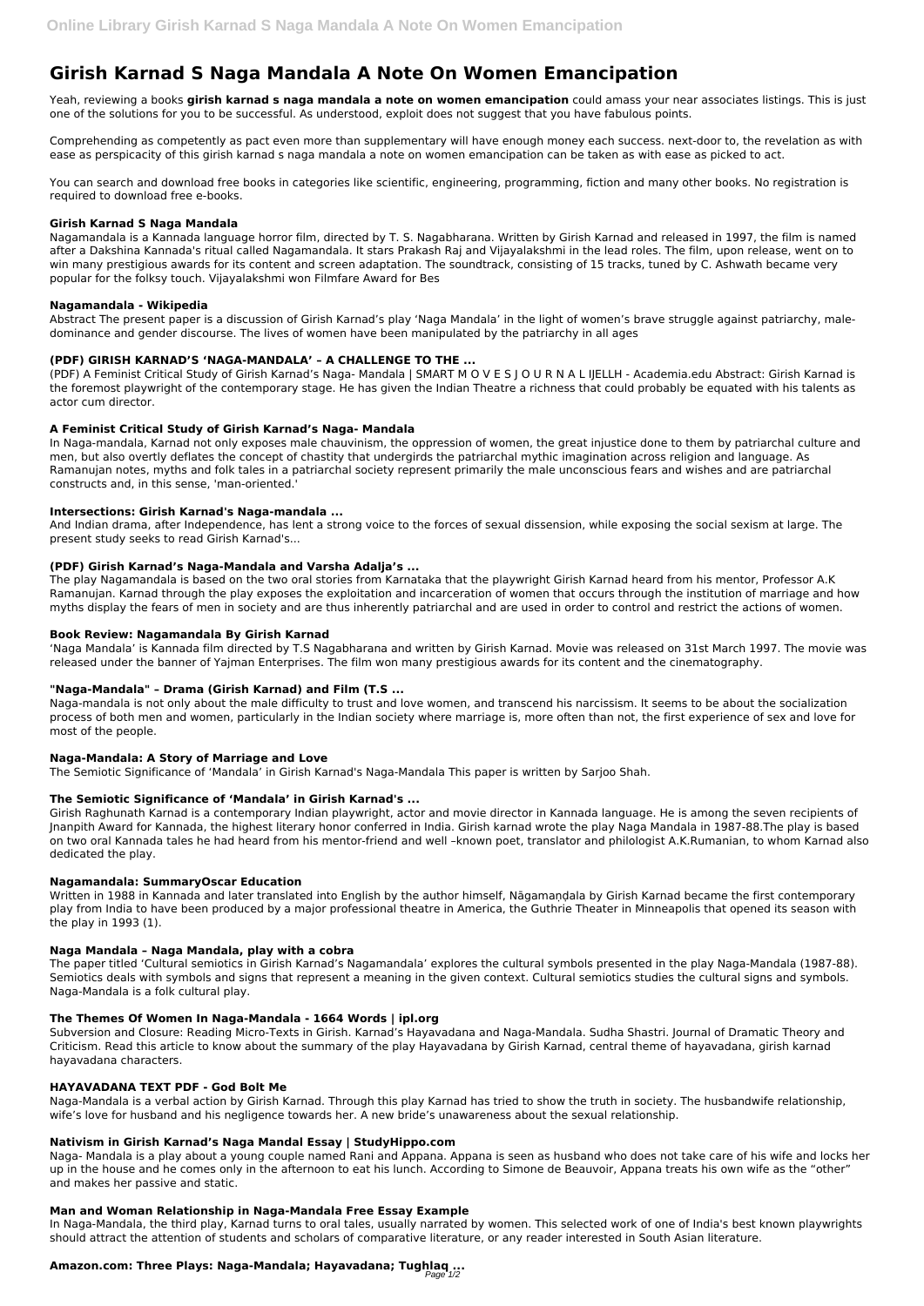# Girish Karnad S Naga Mandala A Note On Women Emancipation

Yeah, reviewing a books **girish karnad s naga mandala a note on women emancipation** could amass your near associates listings. This is just one of the solutions for you to be successful. As understood, exploit does not suggest that you have fabulous points.

Comprehending as competently as pact even more than supplementary will have enough money each success. next-door to, the revelation as with ease as perspicacity of this girish karnad s naga mandala a note on women emancipation can be taken as with ease as picked to act.

You can search and download free books in categories like scientific, engineering, programming, fiction and many other books. No registration is required to download free e-books.

### Girish Karnad S Naga Mandala

Nagamandala is a Kannada language horror film, directed by T. S. Nagabharana. Written by Girish Karnad and released in 1997, the film is named after a Dakshina Kannada's ritual called Nagamandala. It stars Prakash Raj and Vijayalakshmi in the lead roles. The film, upon release, went on to win many prestigious awards for its content and screen adaptation. The soundtrack, consisting of 15 tracks, tuned by C. Ashwath became very popular for the folksy touch. Vijayalakshmi won Filmfare Award for Bes

### Nagamandala - Wikipedia

Abstract The present paper is a discussion of Girish Karnad's play 'Naga Mandala' in the light of women's brave struggle against patriarchy, male-dominance and gender discourse. The lives of women have been manipulated by the patriarchy in all ages

### (PDF) GIRISH KARNAD'S 'NAGA-MANDALA' – A CHALLENGE TO THE ...

(PDF) A Feminist Critical Study of Girish Karnad's Naga- Mandala | SMART M O V E S J O U R N A L IJELLH - Academia.edu Abstract: Girish Karnad is the foremost playwright of the contemporary stage. He has given the Indian Theatre a richness that could probably be equated with his talents as actor cum director.

### A Feminist Critical Study of Girish Karnad's Naga- Mandala

In Naga-mandala, Karnad not only exposes male chauvinism, the oppression of women, the great injustice done to them by patriarchal culture and men, but also overtly deflates the concept of chastity that undergirds the patriarchal mythic imagination across religion and language. As Ramanujan notes, myths and folk tales in a patriarchal society represent primarily the male unconscious fears and wishes and are patriarchal constructs and, in this sense, 'man-oriented.'

### Intersections: Girish Karnad's Naga-mandala ...

And Indian drama, after Independence, has lent a strong voice to the forces of sexual dissension, while exposing the social sexism at large. The present study seeks to read Girish Karnad's...

### (PDF) Girish Karnad's Naga-Mandala and Varsha Adalja's ...

The play Nagamandala is based on the two oral stories from Karnataka that the playwright Girish Karnad heard from his mentor, Professor A.K Ramanujan. Karnad through the play exposes the exploitation and incarceration of women that occurs through the institution of marriage and how myths display the fears of men in society and are thus inherently patriarchal and are used in order to control and restrict the actions of women.

### Book Review: Nagamandala By Girish Karnad

'Naga Mandala' is Kannada film directed by T.S Nagabharana and written by Girish Karnad. Movie was released on 31st March 1997. The movie was released under the banner of Yajman Enterprises. The film won many prestigious awards for its content and the cinematography.

### "Naga-Mandala" – Drama (Girish Karnad) and Film (T.S ...

Naga-mandala is not only about the male difficulty to trust and love women, and transcend his narcissism. It seems to be about the socialization process of both men and women, particularly in the Indian society where marriage is, more often than not, the first experience of sex and love for most of the people.

### Naga-Mandala: A Story of Marriage and Love

The Semiotic Significance of 'Mandala' in Girish Karnad's Naga-Mandala This paper is written by Sarjoo Shah.

### The Semiotic Significance of 'Mandala' in Girish Karnad's ...

Girish Raghunath Karnad is a contemporary Indian playwright, actor and movie director in Kannada language. He is among the seven recipients of Jnanpith Award for Kannada, the highest literary honor conferred in India. Girish karnad wrote the play Naga Mandala in 1987-88.The play is based on two oral Kannada tales he had heard from his mentor-friend and well –known poet, translator and philologist A.K.Rumanian, to whom Karnad also dedicated the play.

### Nagamandala: SummaryOscar Education

Written in 1988 in Kannada and later translated into English by the author himself, Nāgamaṇḍala by Girish Karnad became the first contemporary play from India to have been produced by a major professional theatre in America, the Guthrie Theater in Minneapolis that opened its season with the play in 1993 (1).

### Naga Mandala – Naga Mandala, play with a cobra

The paper titled 'Cultural semiotics in Girish Karnad's Nagamandala' explores the cultural symbols presented in the play Naga-Mandala (1987-88). Semiotics deals with symbols and signs that represent a meaning in the given context. Cultural semiotics studies the cultural signs and symbols. Naga-Mandala is a folk cultural play.

### The Themes Of Women In Naga-Mandala - 1664 Words | ipl.org

Subversion and Closure: Reading Micro-Texts in Girish. Karnad's Hayavadana and Naga-Mandala. Sudha Shastri. Journal of Dramatic Theory and Criticism. Read this article to know about the summary of the play Hayavadana by Girish Karnad, central theme of hayavadana, girish karnad hayavadana characters.

### HAYAVADANA TEXT PDF - God Bolt Me

Naga-Mandala is a verbal action by Girish Karnad. Through this play Karnad has tried to show the truth in society. The husbandwife relationship, wife's love for husband and his negligence towards her. A new bride's unawareness about the sexual relationship.

### Nativism in Girish Karnad's Naga Mandal Essay | StudyHippo.com

Naga- Mandala is a play about a young couple named Rani and Appana. Appana is seen as husband who does not take care of his wife and locks her up in the house and he comes only in the afternoon to eat his lunch. According to Simone de Beauvoir, Appana treats his own wife as the "other" and makes her passive and static.

### Man and Woman Relationship in Naga-Mandala Free Essay Example

In Naga-Mandala, the third play, Karnad turns to oral tales, usually narrated by women. This selected work of one of India's best known playwrights should attract the attention of students and scholars of comparative literature, or any reader interested in South Asian literature.

### Amazon.com: Three Plays: Naga-Mandala; Hayavadana; Tughlaq ...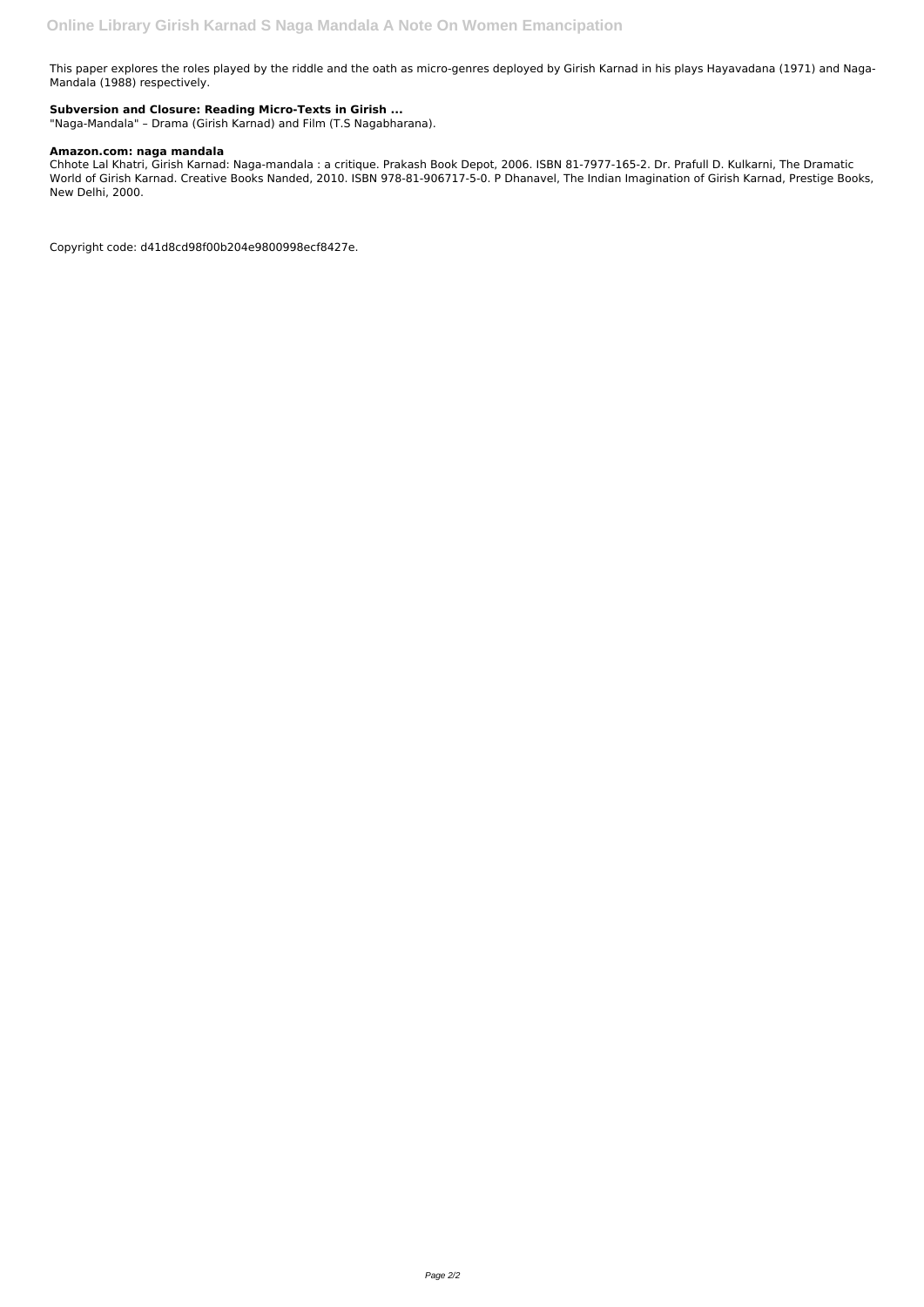This paper explores the roles played by the riddle and the oath as micro-genres deployed by Girish Karnad in his plays Hayavadana (1971) and Naga-Mandala (1988) respectively.

**Subversion and Closure: Reading Micro-Texts in Girish ...**

"Naga-Mandala" – Drama (Girish Karnad) and Film (T.S Nagabharana).

**Amazon.com: naga mandala**

Chhote Lal Khatri, Girish Karnad: Naga-mandala : a critique. Prakash Book Depot, 2006. ISBN 81-7977-165-2. Dr. Prafull D. Kulkarni, The Dramatic World of Girish Karnad. Creative Books Nanded, 2010. ISBN 978-81-906717-5-0. P Dhanavel, The Indian Imagination of Girish Karnad, Prestige Books, New Delhi, 2000.

Copyright code: d41d8cd98f00b204e9800998ecf8427e.